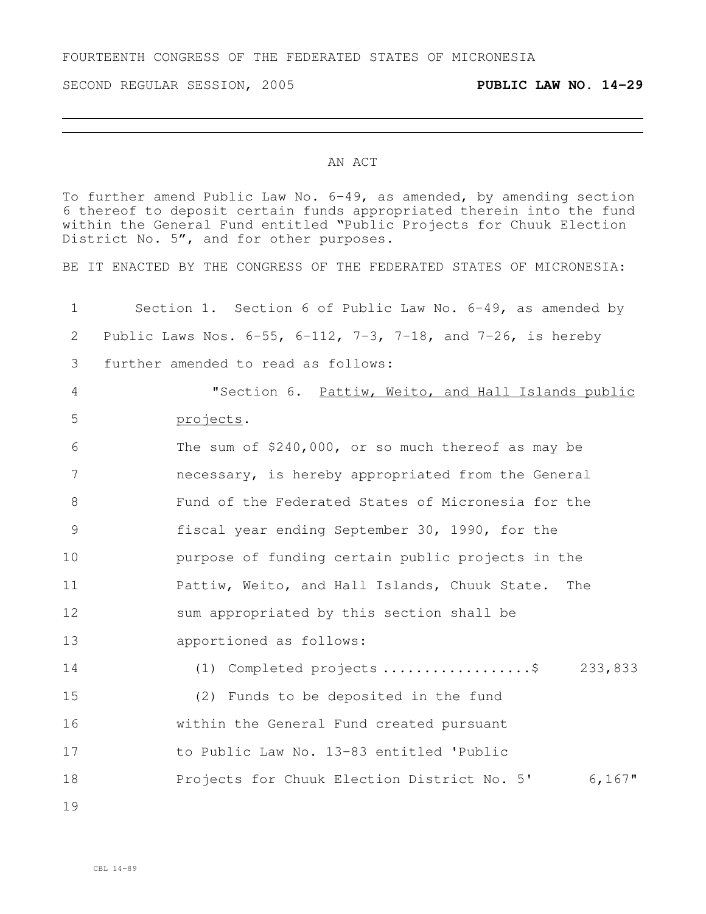FOURTEENTH CONGRESS OF THE FEDERATED STATES OF MICRONESIA

SECOND REGULAR SESSION, 2005 **PUBLIC LAW NO. 14-29**

AN ACT

To further amend Public Law No. 6-49, as amended, by amending section 6 thereof to deposit certain funds appropriated therein into the fund within the General Fund entitled "Public Projects for Chuuk Election District No. 5", and for other purposes.

BE IT ENACTED BY THE CONGRESS OF THE FEDERATED STATES OF MICRONESIA:

Section 1. Section 6 of Public Law No. 6-49, as amended by Public Laws Nos. 6-55, 6-112, 7-3, 7-18, and 7-26, is hereby further amended to read as follows:

"Section 6. Pattiw, Weito, and Hall Islands public projects.

The sum of $240,000, or so much thereof as may be necessary, is hereby appropriated from the General Fund of the Federated States of Micronesia for the fiscal year ending September 30, 1990, for the purpose of funding certain public projects in the Pattiw, Weito, and Hall Islands, Chuuk State. The sum appropriated by this section shall be apportioned as follows:

(1) Completed projects ..................$ 233,833

(2) Funds to be deposited in the fund within the General Fund created pursuant to Public Law No. 13-83 entitled 'Public Projects for Chuuk Election District No. 5' 6,167"

CBL 14-89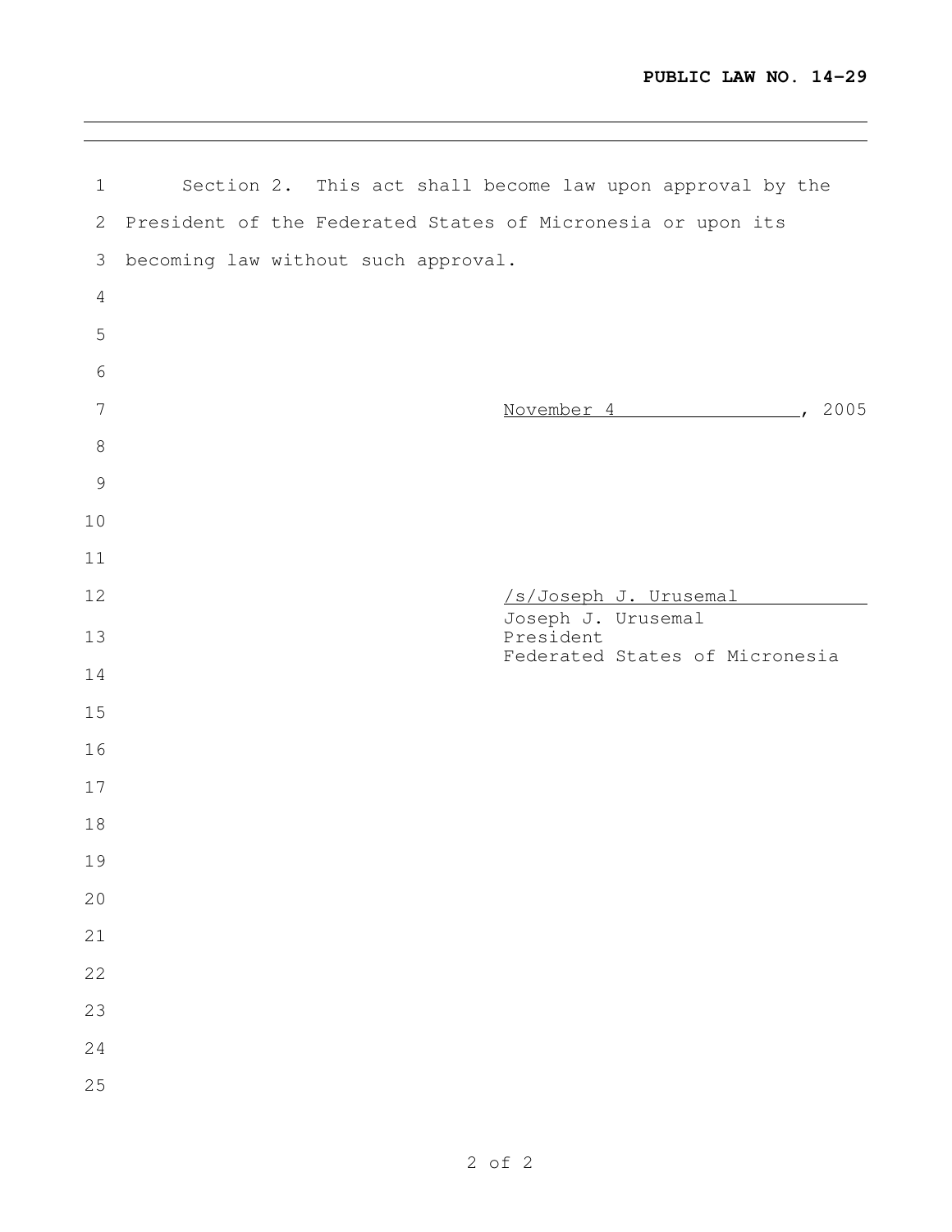Section 2. This act shall become law upon approval by the President of the Federated States of Micronesia or upon its becoming law without such approval.

November 4, 2005

/s/Joseph J. Urusemal

Joseph J. Urusemal
President
Federated States of Micronesia